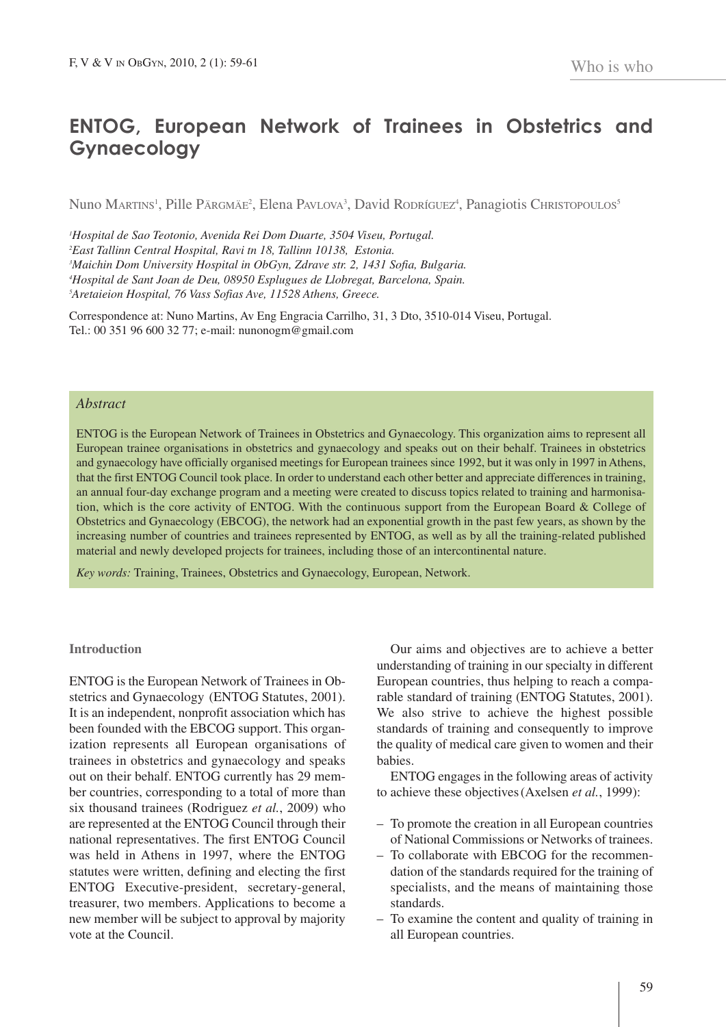# ENTOG, European Network of Trainees in Obstetrics and Gynaecology

Nuno Martins[1], Pille Pärgmäe[2], Elena Pavlova[3], David Rodríguez[4], Panagiotis Christopoulos[5]

[1]*Hospital de Sao Teotonio, Avenida Rei Dom Duarte, 3504 Viseu, Portugal.*
[2]*East Tallinn Central Hospital, Ravi tn 18, Tallinn 10138, Estonia.*
[3]*Maichin Dom University Hospital in ObGyn, Zdrave str. 2, 1431 Sofia, Bulgaria.*
[4]*Hospital de Sant Joan de Deu, 08950 Esplugues de Llobregat, Barcelona, Spain.*
[5]*Aretaieion Hospital, 76 Vass Sofias Ave, 11528 Athens, Greece.*

Correspondence at: Nuno Martins, Av Eng Engracia Carrilho, 31, 3 Dto, 3510-014 Viseu, Portugal.
Tel.: 00 351 96 600 32 77; e-mail: nunonogm@gmail.com

## *Abstract*

ENTOG is the European Network of Trainees in Obstetrics and Gynaecology. This organization aims to represent all European trainee organisations in obstetrics and gynaecology and speaks out on their behalf. Trainees in obstetrics and gynaecology have officially organised meetings for European trainees since 1992, but it was only in 1997 in Athens, that the first ENTOG Council took place. In order to understand each other better and appreciate differences in training, an annual four-day exchange program and a meeting were created to discuss topics related to training and harmonisation, which is the core activity of ENTOG. With the continuous support from the European Board & College of Obstetrics and Gynaecology (EBCOG), the network had an exponential growth in the past few years, as shown by the increasing number of countries and trainees represented by ENTOG, as well as by all the training-related published material and newly developed projects for trainees, including those of an intercontinental nature.

*Key words:* Training, Trainees, Obstetrics and Gynaecology, European, Network.

## Introduction

ENTOG is the European Network of Trainees in Obstetrics and Gynaecology (ENTOG Statutes, 2001). It is an independent, nonprofit association which has been founded with the EBCOG support. This organization represents all European organisations of trainees in obstetrics and gynaecology and speaks out on their behalf. ENTOG currently has 29 member countries, corresponding to a total of more than six thousand trainees (Rodriguez *et al.*, 2009) who are represented at the ENTOG Council through their national representatives. The first ENTOG Council was held in Athens in 1997, where the ENTOG statutes were written, defining and electing the first ENTOG Executive-president, secretary-general, treasurer, two members. Applications to become a new member will be subject to approval by majority vote at the Council.

Our aims and objectives are to achieve a better understanding of training in our specialty in different European countries, thus helping to reach a comparable standard of training (ENTOG Statutes, 2001). We also strive to achieve the highest possible standards of training and consequently to improve the quality of medical care given to women and their babies.

ENTOG engages in the following areas of activity to achieve these objectives (Axelsen *et al.*, 1999):

- To promote the creation in all European countries of National Commissions or Networks of trainees.
- To collaborate with EBCOG for the recommendation of the standards required for the training of specialists, and the means of maintaining those standards.
- To examine the content and quality of training in all European countries.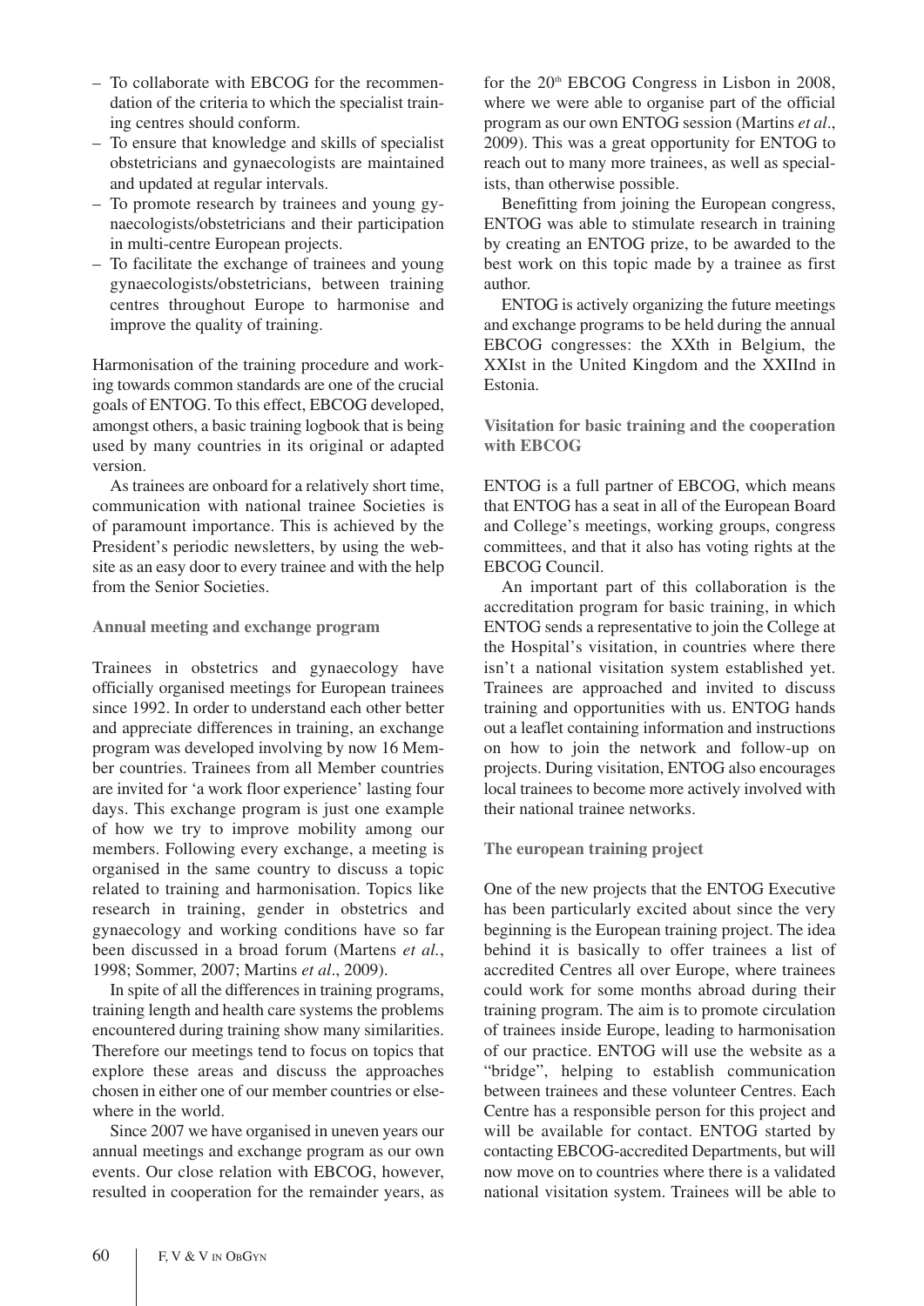- To collaborate with EBCOG for the recommendation of the criteria to which the specialist training centres should conform.
- To ensure that knowledge and skills of specialist obstetricians and gynaecologists are maintained and updated at regular intervals.
- To promote research by trainees and young gynaecologists/obstetricians and their participation in multi-centre European projects.
- To facilitate the exchange of trainees and young gynaecologists/obstetricians, between training centres throughout Europe to harmonise and improve the quality of training.

Harmonisation of the training procedure and working towards common standards are one of the crucial goals of ENTOG. To this effect, EBCOG developed, amongst others, a basic training logbook that is being used by many countries in its original or adapted version.

As trainees are onboard for a relatively short time, communication with national trainee Societies is of paramount importance. This is achieved by the President's periodic newsletters, by using the website as an easy door to every trainee and with the help from the Senior Societies.

**Annual meeting and exchange program**

Trainees in obstetrics and gynaecology have officially organised meetings for European trainees since 1992. In order to understand each other better and appreciate differences in training, an exchange program was developed involving by now 16 Member countries. Trainees from all Member countries are invited for 'a work floor experience' lasting four days. This exchange program is just one example of how we try to improve mobility among our members. Following every exchange, a meeting is organised in the same country to discuss a topic related to training and harmonisation. Topics like research in training, gender in obstetrics and gynaecology and working conditions have so far been discussed in a broad forum (Martens *et al.*, 1998; Sommer, 2007; Martins *et al*., 2009).

In spite of all the differences in training programs, training length and health care systems the problems encountered during training show many similarities. Therefore our meetings tend to focus on topics that explore these areas and discuss the approaches chosen in either one of our member countries or elsewhere in the world.

Since 2007 we have organised in uneven years our annual meetings and exchange program as our own events. Our close relation with EBCOG, however, resulted in cooperation for the remainder years, as for the 20th EBCOG Congress in Lisbon in 2008, where we were able to organise part of the official program as our own ENTOG session (Martins *et al*., 2009). This was a great opportunity for ENTOG to reach out to many more trainees, as well as specialists, than otherwise possible.

Benefitting from joining the European congress, ENTOG was able to stimulate research in training by creating an ENTOG prize, to be awarded to the best work on this topic made by a trainee as first author.

ENTOG is actively organizing the future meetings and exchange programs to be held during the annual EBCOG congresses: the XXth in Belgium, the XXIst in the United Kingdom and the XXIInd in Estonia.

**Visitation for basic training and the cooperation with EBCOG**

ENTOG is a full partner of EBCOG, which means that ENTOG has a seat in all of the European Board and College's meetings, working groups, congress committees, and that it also has voting rights at the EBCOG Council.

An important part of this collaboration is the accreditation program for basic training, in which ENTOG sends a representative to join the College at the Hospital's visitation, in countries where there isn't a national visitation system established yet. Trainees are approached and invited to discuss training and opportunities with us. ENTOG hands out a leaflet containing information and instructions on how to join the network and follow-up on projects. During visitation, ENTOG also encourages local trainees to become more actively involved with their national trainee networks.

**The european training project**

One of the new projects that the ENTOG Executive has been particularly excited about since the very beginning is the European training project. The idea behind it is basically to offer trainees a list of accredited Centres all over Europe, where trainees could work for some months abroad during their training program. The aim is to promote circulation of trainees inside Europe, leading to harmonisation of our practice. ENTOG will use the website as a "bridge", helping to establish communication between trainees and these volunteer Centres. Each Centre has a responsible person for this project and will be available for contact. ENTOG started by contacting EBCOG-accredited Departments, but will now move on to countries where there is a validated national visitation system. Trainees will be able to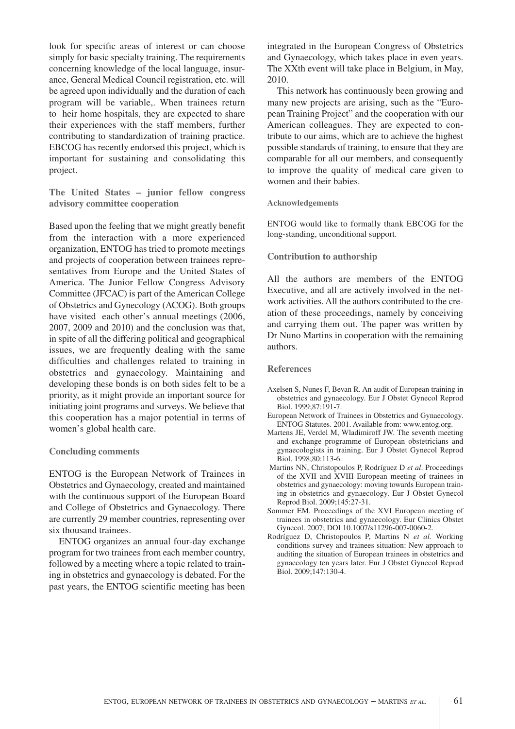look for specific areas of interest or can choose simply for basic specialty training. The requirements concerning knowledge of the local language, insurance, General Medical Council registration, etc. will be agreed upon individually and the duration of each program will be variable,. When trainees return to heir home hospitals, they are expected to share their experiences with the staff members, further contributing to standardization of training practice. EBCOG has recently endorsed this project, which is important for sustaining and consolidating this project.

### The United States – junior fellow congress advisory committee cooperation

Based upon the feeling that we might greatly benefit from the interaction with a more experienced organization, ENTOG has tried to promote meetings and projects of cooperation between trainees representatives from Europe and the United States of America. The Junior Fellow Congress Advisory Committee (JFCAC) is part of the American College of Obstetrics and Gynecology (ACOG). Both groups have visited each other's annual meetings (2006, 2007, 2009 and 2010) and the conclusion was that, in spite of all the differing political and geographical issues, we are frequently dealing with the same difficulties and challenges related to training in obstetrics and gynaecology. Maintaining and developing these bonds is on both sides felt to be a priority, as it might provide an important source for initiating joint programs and surveys. We believe that this cooperation has a major potential in terms of women's global health care.

### Concluding comments

ENTOG is the European Network of Trainees in Obstetrics and Gynaecology, created and maintained with the continuous support of the European Board and College of Obstetrics and Gynaecology. There are currently 29 member countries, representing over six thousand trainees.

ENTOG organizes an annual four-day exchange program for two trainees from each member country, followed by a meeting where a topic related to training in obstetrics and gynaecology is debated. For the past years, the ENTOG scientific meeting has been integrated in the European Congress of Obstetrics and Gynaecology, which takes place in even years. The XXth event will take place in Belgium, in May, 2010.

This network has continuously been growing and many new projects are arising, such as the "European Training Project" and the cooperation with our American colleagues. They are expected to contribute to our aims, which are to achieve the highest possible standards of training, to ensure that they are comparable for all our members, and consequently to improve the quality of medical care given to women and their babies.

### Acknowledgements

ENTOG would like to formally thank EBCOG for the long-standing, unconditional support.

### Contribution to authorship

All the authors are members of the ENTOG Executive, and all are actively involved in the network activities. All the authors contributed to the creation of these proceedings, namely by conceiving and carrying them out. The paper was written by Dr Nuno Martins in cooperation with the remaining authors.

### References

Axelsen S, Nunes F, Bevan R. An audit of European training in obstetrics and gynaecology. Eur J Obstet Gynecol Reprod Biol. 1999;87:191-7.

European Network of Trainees in Obstetrics and Gynaecology. ENTOG Statutes. 2001. Available from: www.entog.org.

Martens JE, Verdel M, Wladimiroff JW. The seventh meeting and exchange programme of European obstetricians and gynaecologists in training. Eur J Obstet Gynecol Reprod Biol. 1998;80:113-6.

Martins NN, Christopoulos P, Rodríguez D *et al*. Proceedings of the XVII and XVIII European meeting of trainees in obstetrics and gynaecology: moving towards European training in obstetrics and gynaecology. Eur J Obstet Gynecol Reprod Biol. 2009;145:27-31.

Sommer EM. Proceedings of the XVI European meeting of trainees in obstetrics and gynaecology. Eur Clinics Obstet Gynecol. 2007; DOI 10.1007/s11296-007-0060-2.

Rodríguez D, Christopoulos P, Martins N *et al.* Working conditions survey and trainees situation: New approach to auditing the situation of European trainees in obstetrics and gynaecology ten years later. Eur J Obstet Gynecol Reprod Biol. 2009;147:130-4.